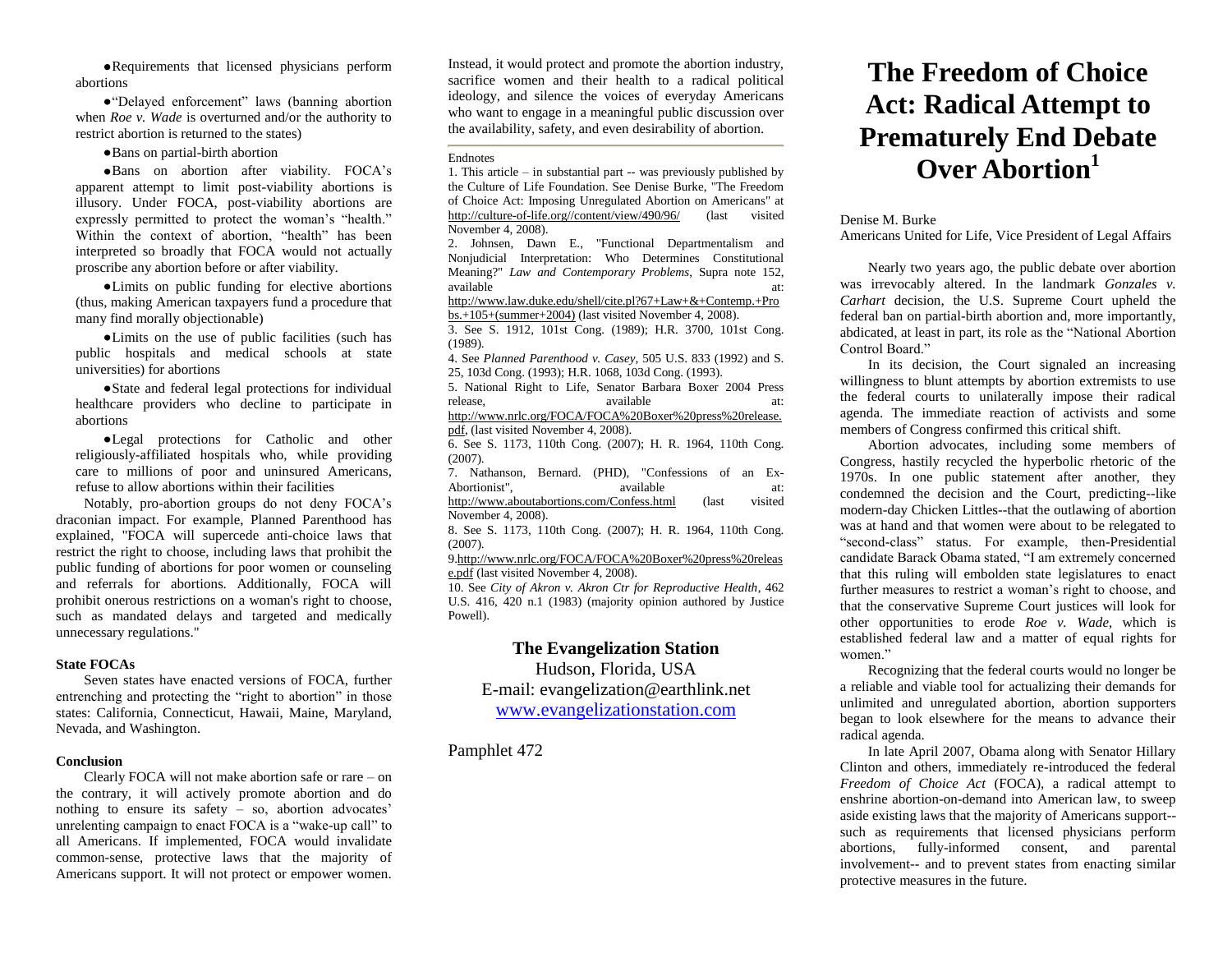- Requirements that licensed physicians perform abortions
- "Delayed enforcement" laws (banning abortion when *Roe v. Wade* is overturned and/or the authority to restrict abortion is returned to the states)
- Bans on partial-birth abortion
- Bans on abortion after viability. FOCA's apparent attempt to limit post-viability abortions is illusory. Under FOCA, post-viability abortions are expressly permitted to protect the woman's "health." Within the context of abortion, "health" has been interpreted so broadly that FOCA would not actually proscribe any abortion before or after viability.
- Limits on public funding for elective abortions (thus, making American taxpayers fund a procedure that many find morally objectionable)
- Limits on the use of public facilities (such has public hospitals and medical schools at state universities) for abortions
- State and federal legal protections for individual healthcare providers who decline to participate in abortions
- Legal protections for Catholic and other religiously-affiliated hospitals who, while providing care to millions of poor and uninsured Americans, refuse to allow abortions within their facilities

Notably, pro-abortion groups do not deny FOCA's draconian impact. For example, Planned Parenthood has explained, "FOCA will supercede anti-choice laws that restrict the right to choose, including laws that prohibit the public funding of abortions for poor women or counseling and referrals for abortions. Additionally, FOCA will prohibit onerous restrictions on a woman's right to choose, such as mandated delays and targeted and medically unnecessary regulations."

**State FOCAs**

Seven states have enacted versions of FOCA, further entrenching and protecting the "right to abortion" in those states: California, Connecticut, Hawaii, Maine, Maryland, Nevada, and Washington.

**Conclusion**

Clearly FOCA will not make abortion safe or rare – on the contrary, it will actively promote abortion and do nothing to ensure its safety – so, abortion advocates' unrelenting campaign to enact FOCA is a "wake-up call" to all Americans. If implemented, FOCA would invalidate common-sense, protective laws that the majority of Americans support. It will not protect or empower women. Instead, it would protect and promote the abortion industry, sacrifice women and their health to a radical political ideology, and silence the voices of everyday Americans who want to engage in a meaningful public discussion over the availability, safety, and even desirability of abortion.

---

Endnotes

1. This article – in substantial part -- was previously published by the Culture of Life Foundation. See Denise Burke, "The Freedom of Choice Act: Imposing Unregulated Abortion on Americans" at http://culture-of-life.org//content/view/490/96/ (last visited November 4, 2008).
2. Johnsen, Dawn E., "Functional Departmentalism and Nonjudicial Interpretation: Who Determines Constitutional Meaning?" *Law and Contemporary Problems*, Supra note 152, available at: http://www.law.duke.edu/shell/cite.pl?67+Law+&+Contemp.+Probs.+105+(summer+2004) (last visited November 4, 2008).
3. See S. 1912, 101st Cong. (1989); H.R. 3700, 101st Cong. (1989).
4. See *Planned Parenthood v. Casey*, 505 U.S. 833 (1992) and S. 25, 103d Cong. (1993); H.R. 1068, 103d Cong. (1993).
5. National Right to Life, Senator Barbara Boxer 2004 Press release, available at: http://www.nrlc.org/FOCA/FOCA%20Boxer%20press%20release.pdf, (last visited November 4, 2008).
6. See S. 1173, 110th Cong. (2007); H. R. 1964, 110th Cong. (2007).
7. Nathanson, Bernard. (PHD), "Confessions of an Ex-Abortionist", available at: http://www.aboutabortions.com/Confess.html (last visited November 4, 2008).
8. See S. 1173, 110th Cong. (2007); H. R. 1964, 110th Cong. (2007).
9. http://www.nrlc.org/FOCA/FOCA%20Boxer%20press%20release.pdf (last visited November 4, 2008).
10. See *City of Akron v. Akron Ctr for Reproductive Health*, 462 U.S. 416, 420 n.1 (1983) (majority opinion authored by Justice Powell).

**The Evangelization Station**
Hudson, Florida, USA
E-mail: evangelization@earthlink.net
www.evangelizationstation.com

Pamphlet 472

# The Freedom of Choice Act: Radical Attempt to Prematurely End Debate Over Abortion[1]

Denise M. Burke
Americans United for Life, Vice President of Legal Affairs

Nearly two years ago, the public debate over abortion was irrevocably altered. In the landmark *Gonzales v. Carhart* decision, the U.S. Supreme Court upheld the federal ban on partial-birth abortion and, more importantly, abdicated, at least in part, its role as the "National Abortion Control Board."

In its decision, the Court signaled an increasing willingness to blunt attempts by abortion extremists to use the federal courts to unilaterally impose their radical agenda. The immediate reaction of activists and some members of Congress confirmed this critical shift.

Abortion advocates, including some members of Congress, hastily recycled the hyperbolic rhetoric of the 1970s. In one public statement after another, they condemned the decision and the Court, predicting--like modern-day Chicken Littles--that the outlawing of abortion was at hand and that women were about to be relegated to "second-class" status. For example, then-Presidential candidate Barack Obama stated, "I am extremely concerned that this ruling will embolden state legislatures to enact further measures to restrict a woman's right to choose, and that the conservative Supreme Court justices will look for other opportunities to erode *Roe v. Wade*, which is established federal law and a matter of equal rights for women."

Recognizing that the federal courts would no longer be a reliable and viable tool for actualizing their demands for unlimited and unregulated abortion, abortion supporters began to look elsewhere for the means to advance their radical agenda.

In late April 2007, Obama along with Senator Hillary Clinton and others, immediately re-introduced the federal *Freedom of Choice Act* (FOCA), a radical attempt to enshrine abortion-on-demand into American law, to sweep aside existing laws that the majority of Americans support--such as requirements that licensed physicians perform abortions, fully-informed consent, and parental involvement-- and to prevent states from enacting similar protective measures in the future.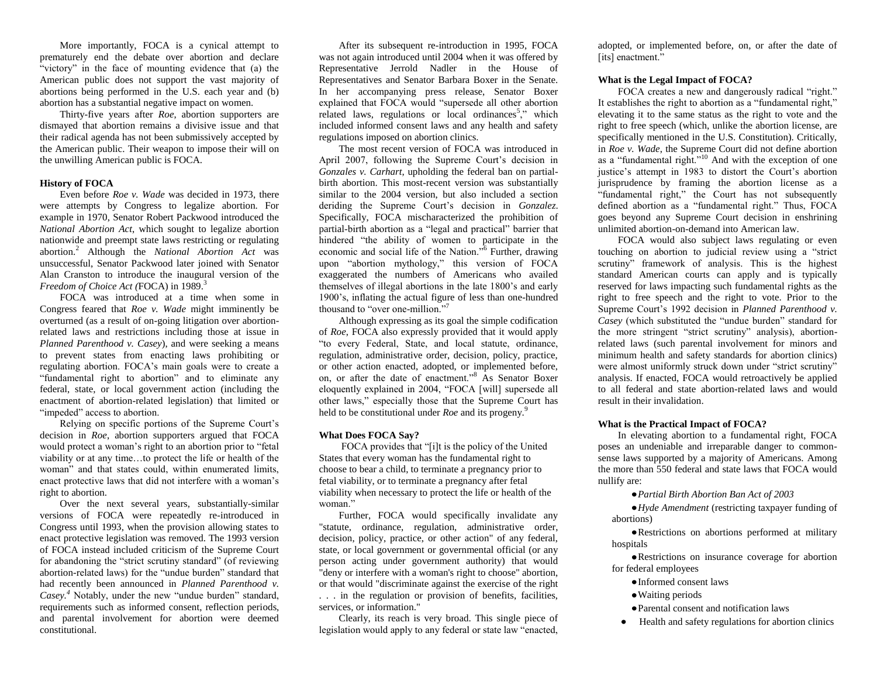More importantly, FOCA is a cynical attempt to prematurely end the debate over abortion and declare "victory" in the face of mounting evidence that (a) the American public does not support the vast majority of abortions being performed in the U.S. each year and (b) abortion has a substantial negative impact on women.

Thirty-five years after *Roe*, abortion supporters are dismayed that abortion remains a divisive issue and that their radical agenda has not been submissively accepted by the American public. Their weapon to impose their will on the unwilling American public is FOCA.

**History of FOCA**

Even before *Roe v. Wade* was decided in 1973, there were attempts by Congress to legalize abortion. For example in 1970, Senator Robert Packwood introduced the *National Abortion Act*, which sought to legalize abortion nationwide and preempt state laws restricting or regulating abortion.[2] Although the *National Abortion Act* was unsuccessful, Senator Packwood later joined with Senator Alan Cranston to introduce the inaugural version of the *Freedom of Choice Act (*FOCA) in 1989.[3]

FOCA was introduced at a time when some in Congress feared that *Roe v. Wade* might imminently be overturned (as a result of on-going litigation over abortion-related laws and restrictions including those at issue in *Planned Parenthood v. Casey*), and were seeking a means to prevent states from enacting laws prohibiting or regulating abortion. FOCA's main goals were to create a "fundamental right to abortion" and to eliminate any federal, state, or local government action (including the enactment of abortion-related legislation) that limited or "impeded" access to abortion.

Relying on specific portions of the Supreme Court's decision in *Roe*, abortion supporters argued that FOCA would protect a woman's right to an abortion prior to "fetal viability or at any time…to protect the life or health of the woman" and that states could, within enumerated limits, enact protective laws that did not interfere with a woman's right to abortion.

Over the next several years, substantially-similar versions of FOCA were repeatedly re-introduced in Congress until 1993, when the provision allowing states to enact protective legislation was removed. The 1993 version of FOCA instead included criticism of the Supreme Court for abandoning the "strict scrutiny standard" (of reviewing abortion-related laws) for the "undue burden" standard that had recently been announced in *Planned Parenthood v. Casey.*[4] Notably, under the new "undue burden" standard, requirements such as informed consent, reflection periods, and parental involvement for abortion were deemed constitutional.

After its subsequent re-introduction in 1995, FOCA was not again introduced until 2004 when it was offered by Representative Jerrold Nadler in the House of Representatives and Senator Barbara Boxer in the Senate. In her accompanying press release, Senator Boxer explained that FOCA would "supersede all other abortion related laws, regulations or local ordinances[5]," which included informed consent laws and any health and safety regulations imposed on abortion clinics.

The most recent version of FOCA was introduced in April 2007, following the Supreme Court's decision in *Gonzales v. Carhart*, upholding the federal ban on partial-birth abortion. This most-recent version was substantially similar to the 2004 version, but also included a section deriding the Supreme Court's decision in *Gonzalez*. Specifically, FOCA mischaracterized the prohibition of partial-birth abortion as a "legal and practical" barrier that hindered "the ability of women to participate in the economic and social life of the Nation."[6] Further, drawing upon "abortion mythology," this version of FOCA exaggerated the numbers of Americans who availed themselves of illegal abortions in the late 1800's and early 1900's, inflating the actual figure of less than one-hundred thousand to "over one-million."[7]

Although expressing as its goal the simple codification of *Roe*, FOCA also expressly provided that it would apply "to every Federal, State, and local statute, ordinance, regulation, administrative order, decision, policy, practice, or other action enacted, adopted, or implemented before, on, or after the date of enactment."[8] As Senator Boxer eloquently explained in 2004, "FOCA [will] supersede all other laws," especially those that the Supreme Court has held to be constitutional under *Roe* and its progeny.[9]

**What Does FOCA Say?**

FOCA provides that "[i]t is the policy of the United States that every woman has the fundamental right to choose to bear a child, to terminate a pregnancy prior to fetal viability, or to terminate a pregnancy after fetal viability when necessary to protect the life or health of the woman."

Further, FOCA would specifically invalidate any "statute, ordinance, regulation, administrative order, decision, policy, practice, or other action" of any federal, state, or local government or governmental official (or any person acting under government authority) that would "deny or interfere with a woman's right to choose" abortion, or that would "discriminate against the exercise of the right . . . in the regulation or provision of benefits, facilities, services, or information."

Clearly, its reach is very broad. This single piece of legislation would apply to any federal or state law "enacted, adopted, or implemented before, on, or after the date of [its] enactment."

**What is the Legal Impact of FOCA?**

FOCA creates a new and dangerously radical "right." It establishes the right to abortion as a "fundamental right," elevating it to the same status as the right to vote and the right to free speech (which, unlike the abortion license, are specifically mentioned in the U.S. Constitution). Critically, in *Roe v. Wade*, the Supreme Court did not define abortion as a "fundamental right."[10] And with the exception of one justice's attempt in 1983 to distort the Court's abortion jurisprudence by framing the abortion license as a "fundamental right," the Court has not subsequently defined abortion as a "fundamental right." Thus, FOCA goes beyond any Supreme Court decision in enshrining unlimited abortion-on-demand into American law.

FOCA would also subject laws regulating or even touching on abortion to judicial review using a "strict scrutiny" framework of analysis. This is the highest standard American courts can apply and is typically reserved for laws impacting such fundamental rights as the right to free speech and the right to vote. Prior to the Supreme Court's 1992 decision in *Planned Parenthood v. Casey* (which substituted the "undue burden" standard for the more stringent "strict scrutiny" analysis), abortion-related laws (such parental involvement for minors and minimum health and safety standards for abortion clinics) were almost uniformly struck down under "strict scrutiny" analysis. If enacted, FOCA would retroactively be applied to all federal and state abortion-related laws and would result in their invalidation.

**What is the Practical Impact of FOCA?**

In elevating abortion to a fundamental right, FOCA poses an undeniable and irreparable danger to common-sense laws supported by a majority of Americans. Among the more than 550 federal and state laws that FOCA would nullify are:

- *Partial Birth Abortion Ban Act of 2003*
- *Hyde Amendment* (restricting taxpayer funding of abortions)
- Restrictions on abortions performed at military hospitals
- Restrictions on insurance coverage for abortion for federal employees
- Informed consent laws
- Waiting periods
- Parental consent and notification laws
- Health and safety regulations for abortion clinics